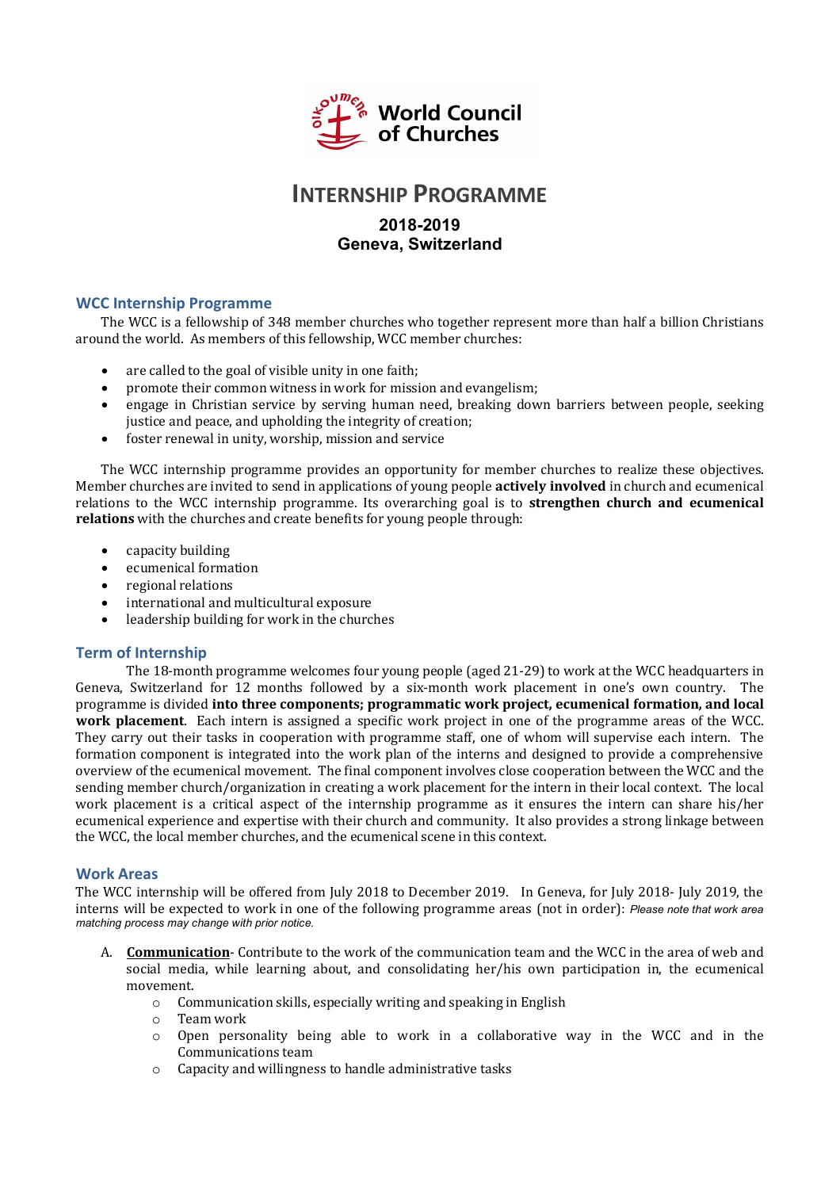World Council of Churches

# INTERNSHIP PROGRAMME

## 2018-2019
## Geneva, Switzerland

### WCC Internship Programme

The WCC is a fellowship of 348 member churches who together represent more than half a billion Christians around the world. As members of this fellowship, WCC member churches:

- are called to the goal of visible unity in one faith;
- promote their common witness in work for mission and evangelism;
- engage in Christian service by serving human need, breaking down barriers between people, seeking justice and peace, and upholding the integrity of creation;
- foster renewal in unity, worship, mission and service

The WCC internship programme provides an opportunity for member churches to realize these objectives. Member churches are invited to send in applications of young people **actively involved** in church and ecumenical relations to the WCC internship programme. Its overarching goal is to **strengthen church and ecumenical relations** with the churches and create benefits for young people through:

- capacity building
- ecumenical formation
- regional relations
- international and multicultural exposure
- leadership building for work in the churches

### Term of Internship

The 18-month programme welcomes four young people (aged 21-29) to work at the WCC headquarters in Geneva, Switzerland for 12 months followed by a six-month work placement in one's own country. The programme is divided **into three components; programmatic work project, ecumenical formation, and local work placement**. Each intern is assigned a specific work project in one of the programme areas of the WCC. They carry out their tasks in cooperation with programme staff, one of whom will supervise each intern. The formation component is integrated into the work plan of the interns and designed to provide a comprehensive overview of the ecumenical movement. The final component involves close cooperation between the WCC and the sending member church/organization in creating a work placement for the intern in their local context. The local work placement is a critical aspect of the internship programme as it ensures the intern can share his/her ecumenical experience and expertise with their church and community. It also provides a strong linkage between the WCC, the local member churches, and the ecumenical scene in this context.

### Work Areas

The WCC internship will be offered from July 2018 to December 2019. In Geneva, for July 2018- July 2019, the interns will be expected to work in one of the following programme areas (not in order): *Please note that work area matching process may change with prior notice.*

A. **<u>Communication</u>**- Contribute to the work of the communication team and the WCC in the area of web and social media, while learning about, and consolidating her/his own participation in, the ecumenical movement.
   - Communication skills, especially writing and speaking in English
   - Team work
   - Open personality being able to work in a collaborative way in the WCC and in the Communications team
   - Capacity and willingness to handle administrative tasks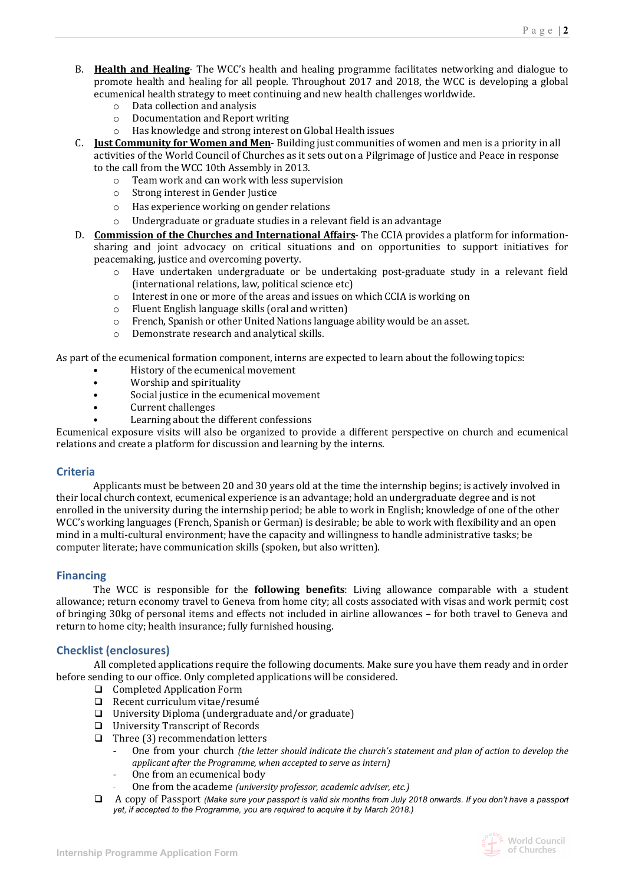B. **Health and Healing**- The WCC's health and healing programme facilitates networking and dialogue to promote health and healing for all people. Throughout 2017 and 2018, the WCC is developing a global ecumenical health strategy to meet continuing and new health challenges worldwide.
   - Data collection and analysis
   - Documentation and Report writing
   - Has knowledge and strong interest on Global Health issues

C. **Just Community for Women and Men**- Building just communities of women and men is a priority in all activities of the World Council of Churches as it sets out on a Pilgrimage of Justice and Peace in response to the call from the WCC 10th Assembly in 2013.
   - Team work and can work with less supervision
   - Strong interest in Gender Justice
   - Has experience working on gender relations
   - Undergraduate or graduate studies in a relevant field is an advantage

D. **Commission of the Churches and International Affairs**- The CCIA provides a platform for information-sharing and joint advocacy on critical situations and on opportunities to support initiatives for peacemaking, justice and overcoming poverty.
   - Have undertaken undergraduate or be undertaking post-graduate study in a relevant field (international relations, law, political science etc)
   - Interest in one or more of the areas and issues on which CCIA is working on
   - Fluent English language skills (oral and written)
   - French, Spanish or other United Nations language ability would be an asset.
   - Demonstrate research and analytical skills.

As part of the ecumenical formation component, interns are expected to learn about the following topics:

- History of the ecumenical movement
- Worship and spirituality
- Social justice in the ecumenical movement
- Current challenges
- Learning about the different confessions

Ecumenical exposure visits will also be organized to provide a different perspective on church and ecumenical relations and create a platform for discussion and learning by the interns.

## Criteria

Applicants must be between 20 and 30 years old at the time the internship begins; is actively involved in their local church context, ecumenical experience is an advantage; hold an undergraduate degree and is not enrolled in the university during the internship period; be able to work in English; knowledge of one of the other WCC's working languages (French, Spanish or German) is desirable; be able to work with flexibility and an open mind in a multi-cultural environment; have the capacity and willingness to handle administrative tasks; be computer literate; have communication skills (spoken, but also written).

## Financing

The WCC is responsible for the **following benefits**: Living allowance comparable with a student allowance; return economy travel to Geneva from home city; all costs associated with visas and work permit; cost of bringing 30kg of personal items and effects not included in airline allowances – for both travel to Geneva and return to home city; health insurance; fully furnished housing.

## Checklist (enclosures)

All completed applications require the following documents. Make sure you have them ready and in order before sending to our office. Only completed applications will be considered.

- ❑ Completed Application Form
- ❑ Recent curriculum vitae/resumé
- ❑ University Diploma (undergraduate and/or graduate)
- ❑ University Transcript of Records
- ❑ Three (3) recommendation letters
  - One from your church *(the letter should indicate the church's statement and plan of action to develop the applicant after the Programme, when accepted to serve as intern)*
  - One from an ecumenical body
  - One from the academe *(university professor, academic adviser, etc.)*
- ❑ A copy of Passport *(Make sure your passport is valid six months from July 2018 onwards. If you don't have a passport yet, if accepted to the Programme, you are required to acquire it by March 2018.)*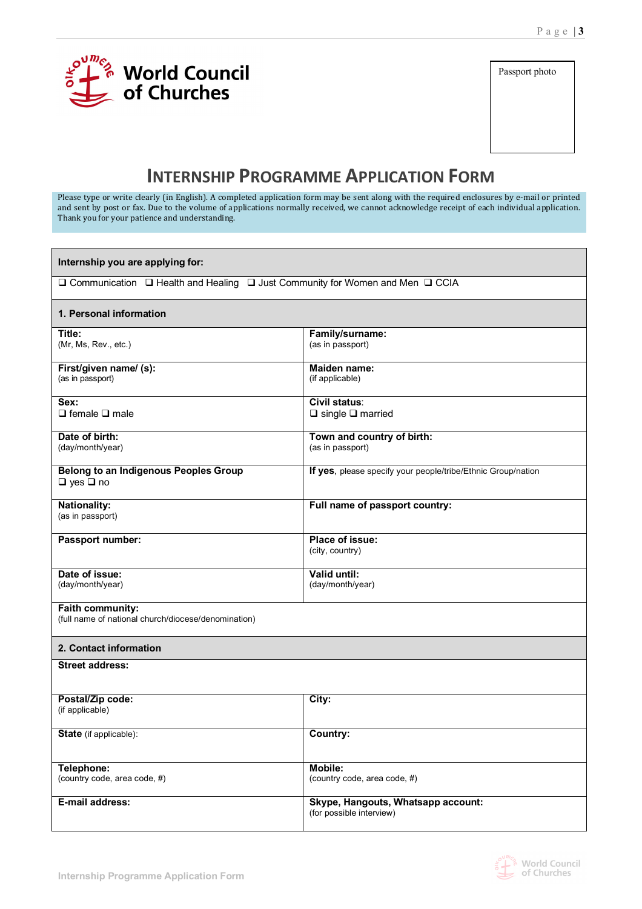World Council of Churches

Passport photo

# INTERNSHIP PROGRAMME APPLICATION FORM

Please type or write clearly (in English). A completed application form may be sent along with the required enclosures by e-mail or printed and sent by post or fax. Due to the volume of applications normally received, we cannot acknowledge receipt of each individual application. Thank you for your patience and understanding.

| **Internship you are applying for:** | |
|---|---|
| ❑ Communication ❑ Health and Healing ❑ Just Community for Women and Men ❑ CCIA | |
| **1. Personal information** | |
| **Title:** (Mr, Ms, Rev., etc.) | **Family/surname:** (as in passport) |
| **First/given name/ (s):** (as in passport) | **Maiden name:** (if applicable) |
| **Sex:** ❑ female ❑ male | **Civil status:** ❑ single ❑ married |
| **Date of birth:** (day/month/year) | **Town and country of birth:** (as in passport) |
| **Belong to an Indigenous Peoples Group** ❑ yes ❑ no | **If yes**, please specify your people/tribe/Ethnic Group/nation |
| **Nationality:** (as in passport) | **Full name of passport country:** |
| **Passport number:** | **Place of issue:** (city, country) |
| **Date of issue:** (day/month/year) | **Valid until:** (day/month/year) |
| **Faith community:** (full name of national church/diocese/denomination) | |
| **2. Contact information** | |
| **Street address:** | |
| **Postal/Zip code:** (if applicable) | **City:** |
| **State** (if applicable): | **Country:** |
| **Telephone:** (country code, area code, #) | **Mobile:** (country code, area code, #) |
| **E-mail address:** | **Skype, Hangouts, Whatsapp account:** (for possible interview) |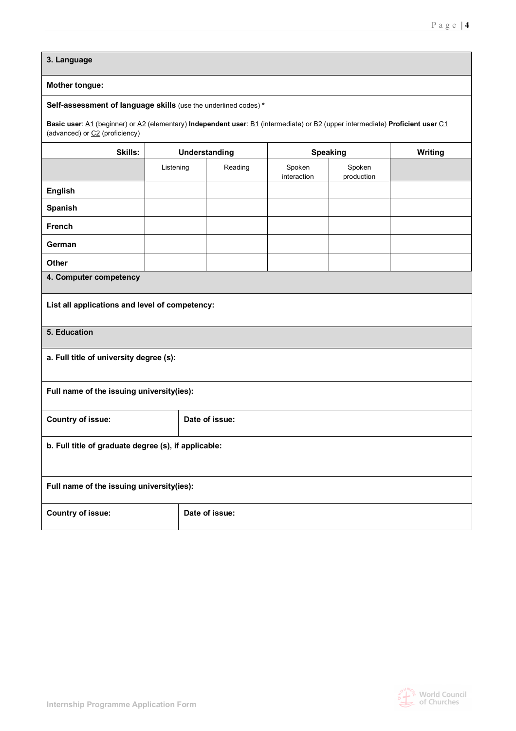## 3. Language

**Mother tongue:**

**Self-assessment of language skills** (use the underlined codes) *

**Basic user**: A1 (beginner) or A2 (elementary) **Independent user**: B1 (intermediate) or B2 (upper intermediate) **Proficient user** C1 (advanced) or C2 (proficiency)

| **Skills:** | **Understanding** | | **Speaking** | | **Writing** |
|---|---|---|---|---|---|
| | Listening | Reading | Spoken interaction | Spoken production | |
| **English** | | | | | |
| **Spanish** | | | | | |
| **French** | | | | | |
| **German** | | | | | |
| **Other** | | | | | |

## 4. Computer competency

**List all applications and level of competency:**

## 5. Education

**a. Full title of university degree (s):**

**Full name of the issuing university(ies):**

| **Country of issue:** | **Date of issue:** |
|---|---|

**b. Full title of graduate degree (s), if applicable:**

**Full name of the issuing university(ies):**

| **Country of issue:** | **Date of issue:** |
|---|---|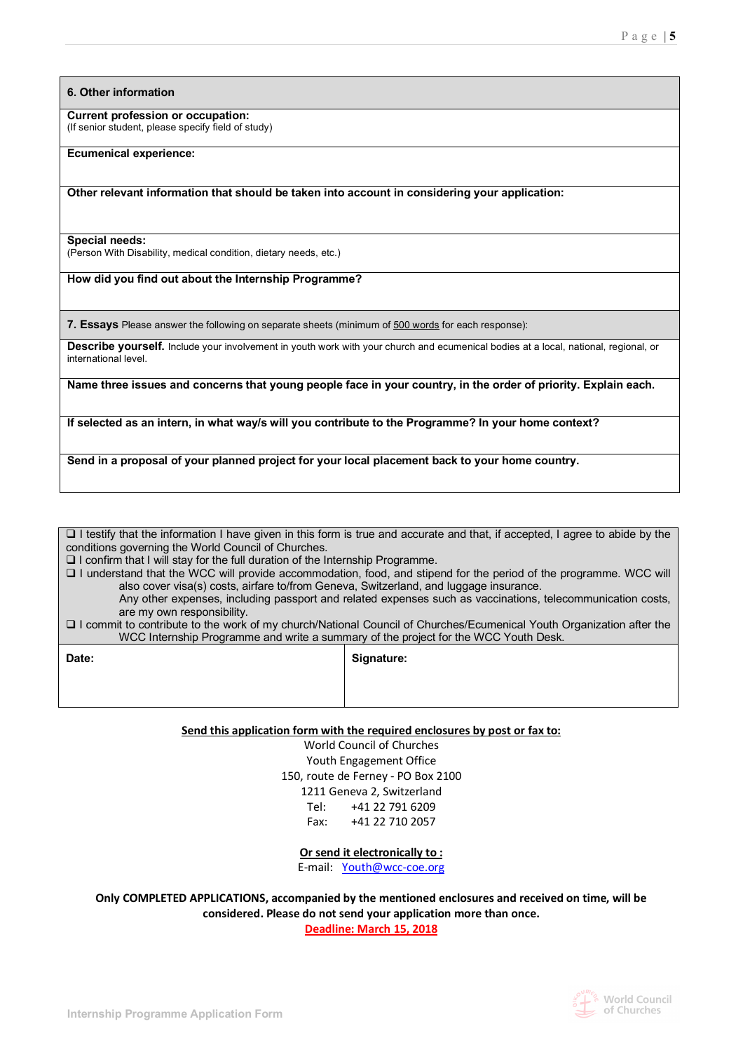## 6. Other information

**Current profession or occupation:**
(If senior student, please specify field of study)

**Ecumenical experience:**

**Other relevant information that should be taken into account in considering your application:**

**Special needs:**
(Person With Disability, medical condition, dietary needs, etc.)

**How did you find out about the Internship Programme?**

## 7. Essays

Please answer the following on separate sheets (minimum of 500 words for each response):

**Describe yourself.** Include your involvement in youth work with your church and ecumenical bodies at a local, national, regional, or international level.

**Name three issues and concerns that young people face in your country, in the order of priority. Explain each.**

**If selected as an intern, in what way/s will you contribute to the Programme? In your home context?**

**Send in a proposal of your planned project for your local placement back to your home country.**

- ❑ I testify that the information I have given in this form is true and accurate and that, if accepted, I agree to abide by the conditions governing the World Council of Churches.
- ❑ I confirm that I will stay for the full duration of the Internship Programme.
- ❑ I understand that the WCC will provide accommodation, food, and stipend for the period of the programme. WCC will also cover visa(s) costs, airfare to/from Geneva, Switzerland, and luggage insurance. Any other expenses, including passport and related expenses such as vaccinations, telecommunication costs, are my own responsibility.
- ❑ I commit to contribute to the work of my church/National Council of Churches/Ecumenical Youth Organization after the WCC Internship Programme and write a summary of the project for the WCC Youth Desk.

| Date: | Signature: |
|---|---|
| | |

**Send this application form with the required enclosures by post or fax to:**

World Council of Churches
Youth Engagement Office
150, route de Ferney - PO Box 2100
1211 Geneva 2, Switzerland
Tel: +41 22 791 6209
Fax: +41 22 710 2057

**Or send it electronically to :**

E-mail: Youth@wcc-coe.org

**Only COMPLETED APPLICATIONS, accompanied by the mentioned enclosures and received on time, will be considered. Please do not send your application more than once.**

**Deadline: March 15, 2018**